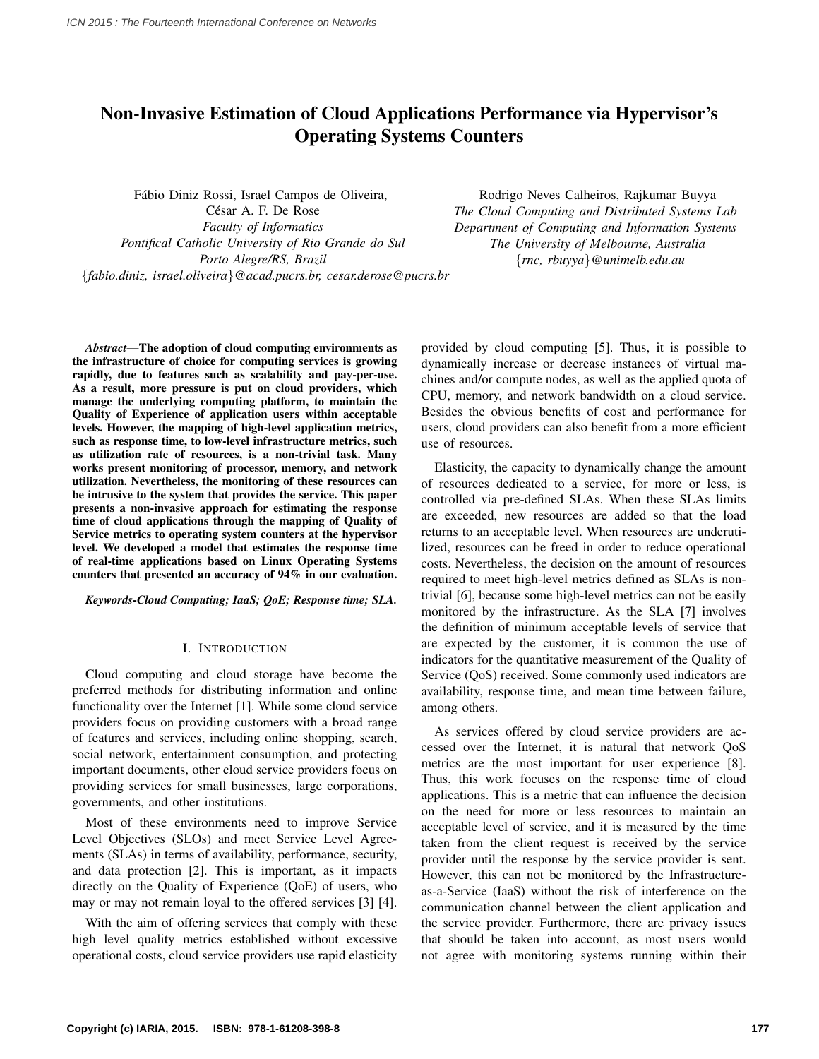# Non-Invasive Estimation of Cloud Applications Performance via Hypervisor's Operating Systems Counters

Fábio Diniz Rossi, Israel Campos de Oliveira, César A. F. De Rose
*Faculty of Informatics*
*Pontifical Catholic University of Rio Grande do Sul*
*Porto Alegre/RS, Brazil*
{*fabio.diniz, israel.oliveira*}*@acad.pucrs.br, cesar.derose@pucrs.br*

Rodrigo Neves Calheiros, Rajkumar Buyya
*The Cloud Computing and Distributed Systems Lab*
*Department of Computing and Information Systems*
*The University of Melbourne, Australia*
{*rnc, rbuyya*}*@unimelb.edu.au*

***Abstract*—The adoption of cloud computing environments as the infrastructure of choice for computing services is growing rapidly, due to features such as scalability and pay-per-use. As a result, more pressure is put on cloud providers, which manage the underlying computing platform, to maintain the Quality of Experience of application users within acceptable levels. However, the mapping of high-level application metrics, such as response time, to low-level infrastructure metrics, such as utilization rate of resources, is a non-trivial task. Many works present monitoring of processor, memory, and network utilization. Nevertheless, the monitoring of these resources can be intrusive to the system that provides the service. This paper presents a non-invasive approach for estimating the response time of cloud applications through the mapping of Quality of Service metrics to operating system counters at the hypervisor level. We developed a model that estimates the response time of real-time applications based on Linux Operating Systems counters that presented an accuracy of 94% in our evaluation.**

***Keywords-Cloud Computing; IaaS; QoE; Response time; SLA.***

## I. Introduction

Cloud computing and cloud storage have become the preferred methods for distributing information and online functionality over the Internet [1]. While some cloud service providers focus on providing customers with a broad range of features and services, including online shopping, search, social network, entertainment consumption, and protecting important documents, other cloud service providers focus on providing services for small businesses, large corporations, governments, and other institutions.

Most of these environments need to improve Service Level Objectives (SLOs) and meet Service Level Agreements (SLAs) in terms of availability, performance, security, and data protection [2]. This is important, as it impacts directly on the Quality of Experience (QoE) of users, who may or may not remain loyal to the offered services [3] [4].

With the aim of offering services that comply with these high level quality metrics established without excessive operational costs, cloud service providers use rapid elasticity provided by cloud computing [5]. Thus, it is possible to dynamically increase or decrease instances of virtual machines and/or compute nodes, as well as the applied quota of CPU, memory, and network bandwidth on a cloud service. Besides the obvious benefits of cost and performance for users, cloud providers can also benefit from a more efficient use of resources.

Elasticity, the capacity to dynamically change the amount of resources dedicated to a service, for more or less, is controlled via pre-defined SLAs. When these SLAs limits are exceeded, new resources are added so that the load returns to an acceptable level. When resources are underutilized, resources can be freed in order to reduce operational costs. Nevertheless, the decision on the amount of resources required to meet high-level metrics defined as SLAs is non-trivial [6], because some high-level metrics can not be easily monitored by the infrastructure. As the SLA [7] involves the definition of minimum acceptable levels of service that are expected by the customer, it is common the use of indicators for the quantitative measurement of the Quality of Service (QoS) received. Some commonly used indicators are availability, response time, and mean time between failure, among others.

As services offered by cloud service providers are accessed over the Internet, it is natural that network QoS metrics are the most important for user experience [8]. Thus, this work focuses on the response time of cloud applications. This is a metric that can influence the decision on the need for more or less resources to maintain an acceptable level of service, and it is measured by the time taken from the client request is received by the service provider until the response by the service provider is sent. However, this can not be monitored by the Infrastructure-as-a-Service (IaaS) without the risk of interference on the communication channel between the client application and the service provider. Furthermore, there are privacy issues that should be taken into account, as most users would not agree with monitoring systems running within their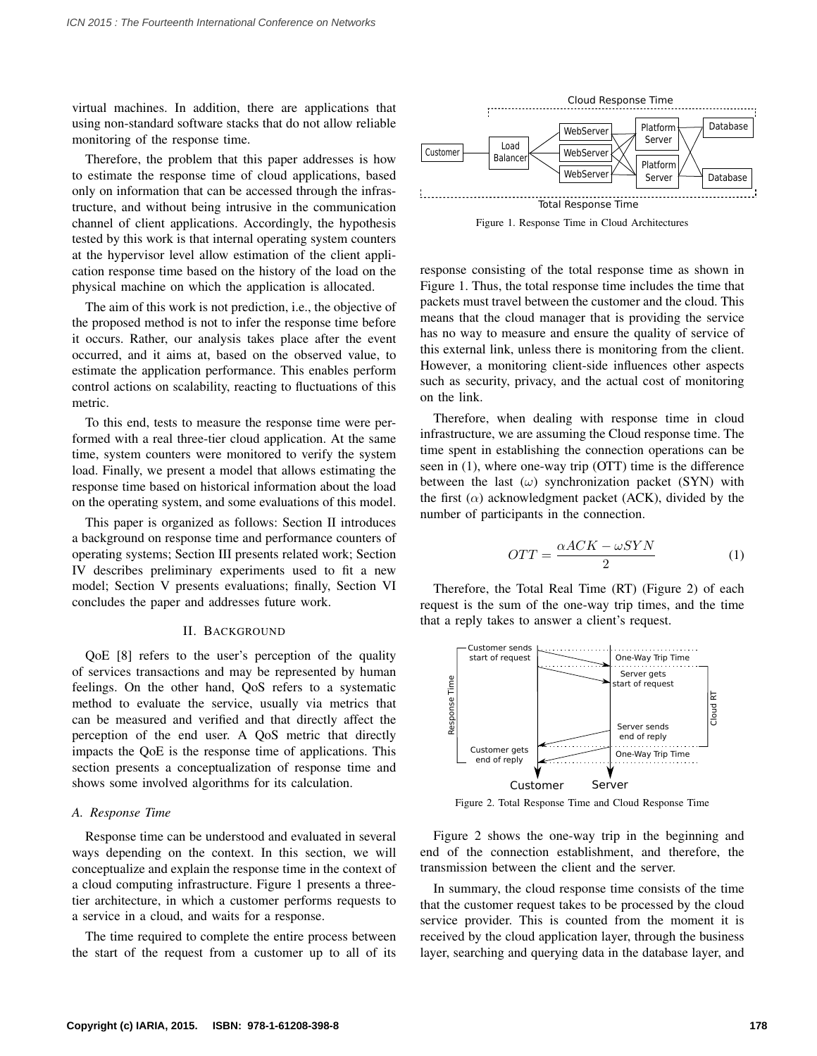virtual machines. In addition, there are applications that using non-standard software stacks that do not allow reliable monitoring of the response time.

Therefore, the problem that this paper addresses is how to estimate the response time of cloud applications, based only on information that can be accessed through the infrastructure, and without being intrusive in the communication channel of client applications. Accordingly, the hypothesis tested by this work is that internal operating system counters at the hypervisor level allow estimation of the client application response time based on the history of the load on the physical machine on which the application is allocated.

The aim of this work is not prediction, i.e., the objective of the proposed method is not to infer the response time before it occurs. Rather, our analysis takes place after the event occurred, and it aims at, based on the observed value, to estimate the application performance. This enables perform control actions on scalability, reacting to fluctuations of this metric.

To this end, tests to measure the response time were performed with a real three-tier cloud application. At the same time, system counters were monitored to verify the system load. Finally, we present a model that allows estimating the response time based on historical information about the load on the operating system, and some evaluations of this model.

This paper is organized as follows: Section II introduces a background on response time and performance counters of operating systems; Section III presents related work; Section IV describes preliminary experiments used to fit a new model; Section V presents evaluations; finally, Section VI concludes the paper and addresses future work.

## II. Background

QoE [8] refers to the user's perception of the quality of services transactions and may be represented by human feelings. On the other hand, QoS refers to a systematic method to evaluate the service, usually via metrics that can be measured and verified and that directly affect the perception of the end user. A QoS metric that directly impacts the QoE is the response time of applications. This section presents a conceptualization of response time and shows some involved algorithms for its calculation.

### A. Response Time

Response time can be understood and evaluated in several ways depending on the context. In this section, we will conceptualize and explain the response time in the context of a cloud computing infrastructure. Figure 1 presents a three-tier architecture, in which a customer performs requests to a service in a cloud, and waits for a response.

The time required to complete the entire process between the start of the request from a customer up to all of its response consisting of the total response time as shown in Figure 1. Thus, the total response time includes the time that packets must travel between the customer and the cloud. This means that the cloud manager that is providing the service has no way to measure and ensure the quality of service of this external link, unless there is monitoring from the client. However, a monitoring client-side influences other aspects such as security, privacy, and the actual cost of monitoring on the link.

Figure 1. Response Time in Cloud Architectures

Therefore, when dealing with response time in cloud infrastructure, we are assuming the Cloud response time. The time spent in establishing the connection operations can be seen in (1), where one-way trip (OTT) time is the difference between the last ($\omega$) synchronization packet (SYN) with the first ($\alpha$) acknowledgment packet (ACK), divided by the number of participants in the connection.

$$OTT = \frac{\alpha ACK - \omega SYN}{2} \tag{1}$$

Therefore, the Total Real Time (RT) (Figure 2) of each request is the sum of the one-way trip times, and the time that a reply takes to answer a client's request.

Figure 2. Total Response Time and Cloud Response Time

Figure 2 shows the one-way trip in the beginning and end of the connection establishment, and therefore, the transmission between the client and the server.

In summary, the cloud response time consists of the time that the customer request takes to be processed by the cloud service provider. This is counted from the moment it is received by the cloud application layer, through the business layer, searching and querying data in the database layer, and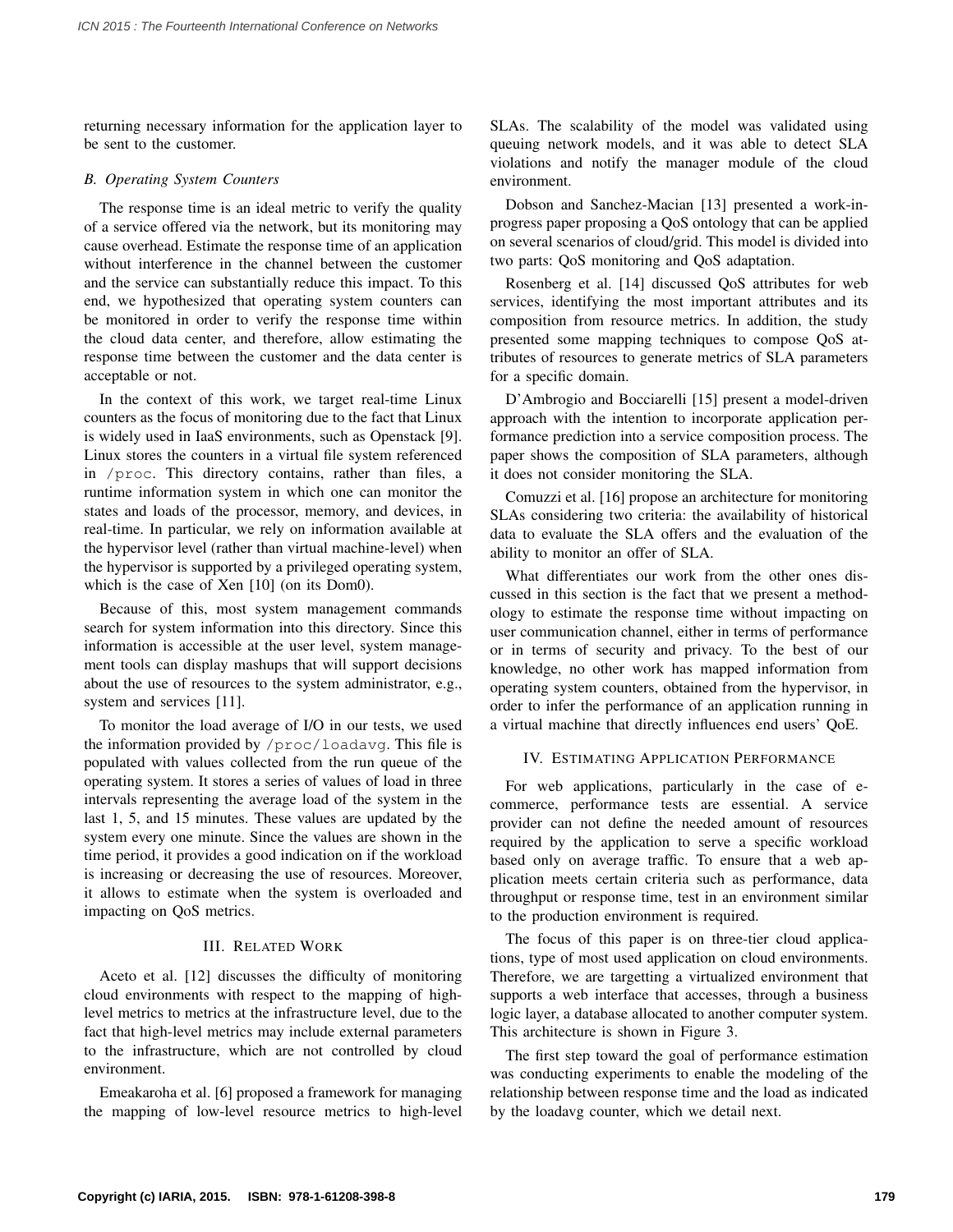returning necessary information for the application layer to be sent to the customer.

### B. Operating System Counters

The response time is an ideal metric to verify the quality of a service offered via the network, but its monitoring may cause overhead. Estimate the response time of an application without interference in the channel between the customer and the service can substantially reduce this impact. To this end, we hypothesized that operating system counters can be monitored in order to verify the response time within the cloud data center, and therefore, allow estimating the response time between the customer and the data center is acceptable or not.

In the context of this work, we target real-time Linux counters as the focus of monitoring due to the fact that Linux is widely used in IaaS environments, such as Openstack [9]. Linux stores the counters in a virtual file system referenced in `/proc`. This directory contains, rather than files, a runtime information system in which one can monitor the states and loads of the processor, memory, and devices, in real-time. In particular, we rely on information available at the hypervisor level (rather than virtual machine-level) when the hypervisor is supported by a privileged operating system, which is the case of Xen [10] (on its Dom0).

Because of this, most system management commands search for system information into this directory. Since this information is accessible at the user level, system management tools can display mashups that will support decisions about the use of resources to the system administrator, e.g., system and services [11].

To monitor the load average of I/O in our tests, we used the information provided by `/proc/loadavg`. This file is populated with values collected from the run queue of the operating system. It stores a series of values of load in three intervals representing the average load of the system in the last 1, 5, and 15 minutes. These values are updated by the system every one minute. Since the values are shown in the time period, it provides a good indication on if the workload is increasing or decreasing the use of resources. Moreover, it allows to estimate when the system is overloaded and impacting on QoS metrics.

## III. Related Work

Aceto et al. [12] discusses the difficulty of monitoring cloud environments with respect to the mapping of high-level metrics to metrics at the infrastructure level, due to the fact that high-level metrics may include external parameters to the infrastructure, which are not controlled by cloud environment.

Emeakaroha et al. [6] proposed a framework for managing the mapping of low-level resource metrics to high-level SLAs. The scalability of the model was validated using queuing network models, and it was able to detect SLA violations and notify the manager module of the cloud environment.

Dobson and Sanchez-Macian [13] presented a work-in-progress paper proposing a QoS ontology that can be applied on several scenarios of cloud/grid. This model is divided into two parts: QoS monitoring and QoS adaptation.

Rosenberg et al. [14] discussed QoS attributes for web services, identifying the most important attributes and its composition from resource metrics. In addition, the study presented some mapping techniques to compose QoS attributes of resources to generate metrics of SLA parameters for a specific domain.

D'Ambrogio and Bocciarelli [15] present a model-driven approach with the intention to incorporate application performance prediction into a service composition process. The paper shows the composition of SLA parameters, although it does not consider monitoring the SLA.

Comuzzi et al. [16] propose an architecture for monitoring SLAs considering two criteria: the availability of historical data to evaluate the SLA offers and the evaluation of the ability to monitor an offer of SLA.

What differentiates our work from the other ones discussed in this section is the fact that we present a methodology to estimate the response time without impacting on user communication channel, either in terms of performance or in terms of security and privacy. To the best of our knowledge, no other work has mapped information from operating system counters, obtained from the hypervisor, in order to infer the performance of an application running in a virtual machine that directly influences end users' QoE.

## IV. Estimating Application Performance

For web applications, particularly in the case of e-commerce, performance tests are essential. A service provider can not define the needed amount of resources required by the application to serve a specific workload based only on average traffic. To ensure that a web application meets certain criteria such as performance, data throughput or response time, test in an environment similar to the production environment is required.

The focus of this paper is on three-tier cloud applications, type of most used application on cloud environments. Therefore, we are targetting a virtualized environment that supports a web interface that accesses, through a business logic layer, a database allocated to another computer system. This architecture is shown in Figure 3.

The first step toward the goal of performance estimation was conducting experiments to enable the modeling of the relationship between response time and the load as indicated by the loadavg counter, which we detail next.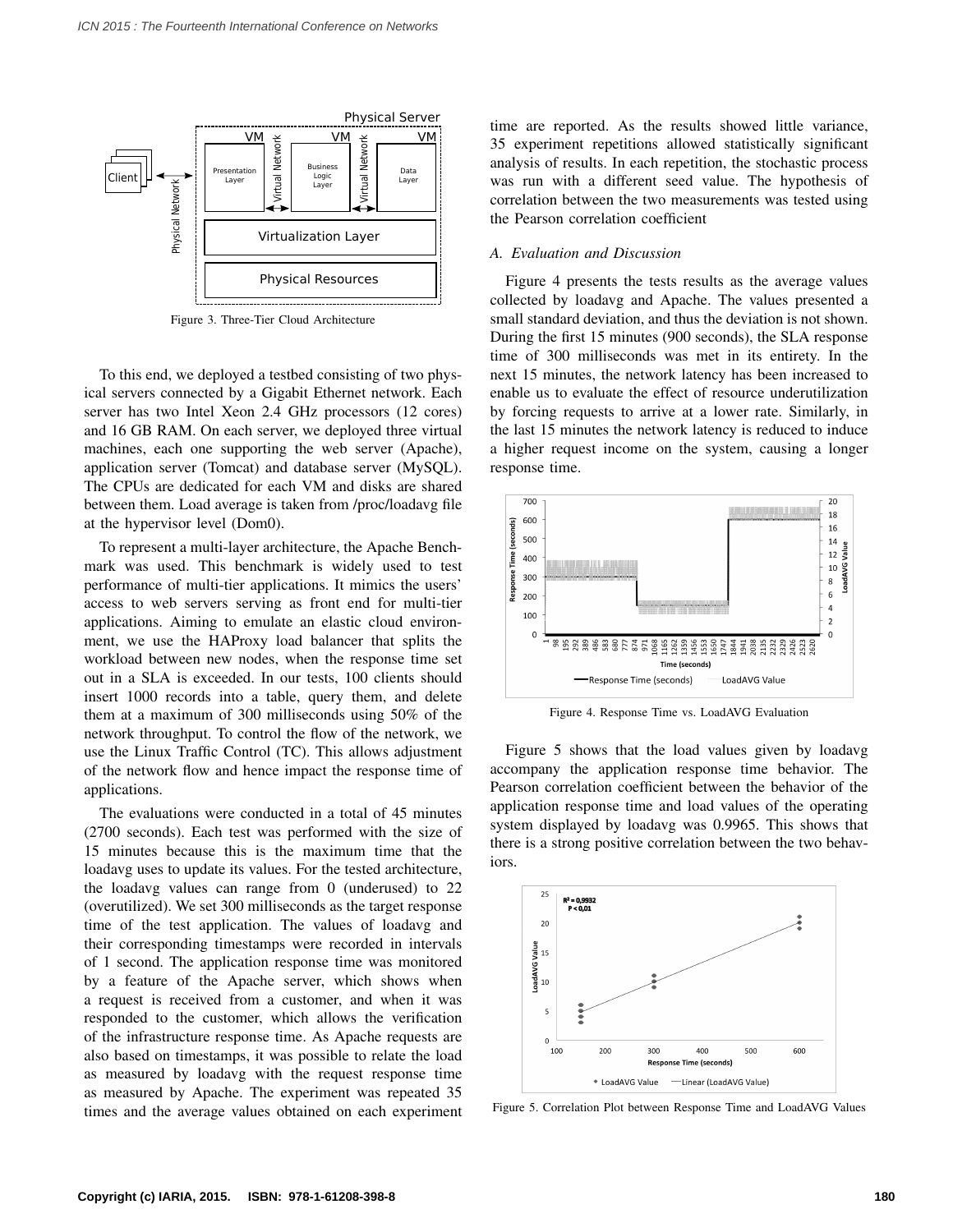Figure 3. Three-Tier Cloud Architecture

To this end, we deployed a testbed consisting of two physical servers connected by a Gigabit Ethernet network. Each server has two Intel Xeon 2.4 GHz processors (12 cores) and 16 GB RAM. On each server, we deployed three virtual machines, each one supporting the web server (Apache), application server (Tomcat) and database server (MySQL). The CPUs are dedicated for each VM and disks are shared between them. Load average is taken from /proc/loadavg file at the hypervisor level (Dom0).

To represent a multi-layer architecture, the Apache Benchmark was used. This benchmark is widely used to test performance of multi-tier applications. It mimics the users' access to web servers serving as front end for multi-tier applications. Aiming to emulate an elastic cloud environment, we use the HAProxy load balancer that splits the workload between new nodes, when the response time set out in a SLA is exceeded. In our tests, 100 clients should insert 1000 records into a table, query them, and delete them at a maximum of 300 milliseconds using 50% of the network throughput. To control the flow of the network, we use the Linux Traffic Control (TC). This allows adjustment of the network flow and hence impact the response time of applications.

The evaluations were conducted in a total of 45 minutes (2700 seconds). Each test was performed with the size of 15 minutes because this is the maximum time that the loadavg uses to update its values. For the tested architecture, the loadavg values can range from 0 (underused) to 22 (overutilized). We set 300 milliseconds as the target response time of the test application. The values of loadavg and their corresponding timestamps were recorded in intervals of 1 second. The application response time was monitored by a feature of the Apache server, which shows when a request is received from a customer, and when it was responded to the customer, which allows the verification of the infrastructure response time. As Apache requests are also based on timestamps, it was possible to relate the load as measured by loadavg with the request response time as measured by Apache. The experiment was repeated 35 times and the average values obtained on each experiment time are reported. As the results showed little variance, 35 experiment repetitions allowed statistically significant analysis of results. In each repetition, the stochastic process was run with a different seed value. The hypothesis of correlation between the two measurements was tested using the Pearson correlation coefficient

### A. Evaluation and Discussion

Figure 4 presents the tests results as the average values collected by loadavg and Apache. The values presented a small standard deviation, and thus the deviation is not shown. During the first 15 minutes (900 seconds), the SLA response time of 300 milliseconds was met in its entirety. In the next 15 minutes, the network latency has been increased to enable us to evaluate the effect of resource underutilization by forcing requests to arrive at a lower rate. Similarly, in the last 15 minutes the network latency is reduced to induce a higher request income on the system, causing a longer response time.

Figure 4. Response Time vs. LoadAVG Evaluation

Figure 5 shows that the load values given by loadavg accompany the application response time behavior. The Pearson correlation coefficient between the behavior of the application response time and load values of the operating system displayed by loadavg was 0.9965. This shows that there is a strong positive correlation between the two behaviors.

Figure 5. Correlation Plot between Response Time and LoadAVG Values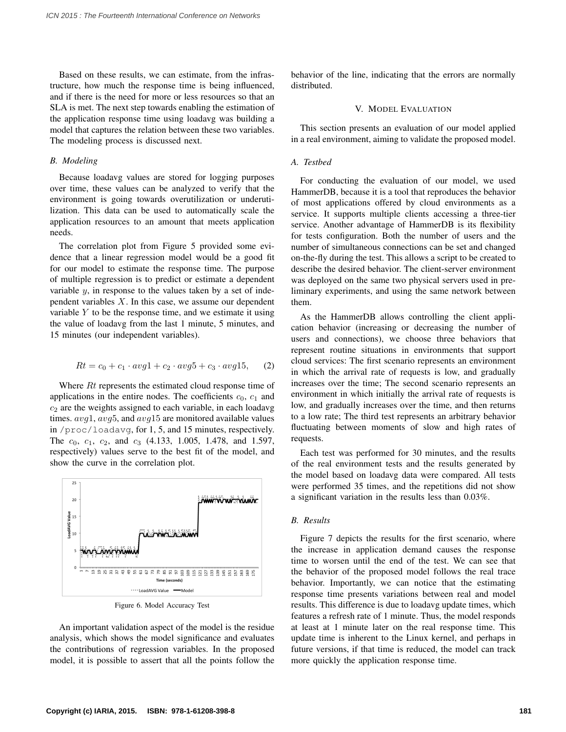Based on these results, we can estimate, from the infrastructure, how much the response time is being influenced, and if there is the need for more or less resources so that an SLA is met. The next step towards enabling the estimation of the application response time using loadavg was building a model that captures the relation between these two variables. The modeling process is discussed next.

### *B. Modeling*

Because loadavg values are stored for logging purposes over time, these values can be analyzed to verify that the environment is going towards overutilization or underutilization. This data can be used to automatically scale the application resources to an amount that meets application needs.

The correlation plot from Figure 5 provided some evidence that a linear regression model would be a good fit for our model to estimate the response time. The purpose of multiple regression is to predict or estimate a dependent variable $y$, in response to the values taken by a set of independent variables $X$. In this case, we assume our dependent variable $Y$ to be the response time, and we estimate it using the value of loadavg from the last 1 minute, 5 minutes, and 15 minutes (our independent variables).

$$Rt = c_0 + c_1 \cdot avg1 + c_2 \cdot avg5 + c_3 \cdot avg15, \qquad (2)$$

Where $Rt$ represents the estimated cloud response time of applications in the entire nodes. The coefficients $c_0$, $c_1$ and $c_2$ are the weights assigned to each variable, in each loadavg times. $avg1$, $avg5$, and $avg15$ are monitored available values in `/proc/loadavg`, for 1, 5, and 15 minutes, respectively. The $c_0$, $c_1$, $c_2$, and $c_3$ (4.133, 1.005, 1.478, and 1.597, respectively) values serve to the best fit of the model, and show the curve in the correlation plot.

Figure 6. Model Accuracy Test

An important validation aspect of the model is the residue analysis, which shows the model significance and evaluates the contributions of regression variables. In the proposed model, it is possible to assert that all the points follow the behavior of the line, indicating that the errors are normally distributed.

## V. Model Evaluation

This section presents an evaluation of our model applied in a real environment, aiming to validate the proposed model.

### *A. Testbed*

For conducting the evaluation of our model, we used HammerDB, because it is a tool that reproduces the behavior of most applications offered by cloud environments as a service. It supports multiple clients accessing a three-tier service. Another advantage of HammerDB is its flexibility for tests configuration. Both the number of users and the number of simultaneous connections can be set and changed on-the-fly during the test. This allows a script to be created to describe the desired behavior. The client-server environment was deployed on the same two physical servers used in preliminary experiments, and using the same network between them.

As the HammerDB allows controlling the client application behavior (increasing or decreasing the number of users and connections), we choose three behaviors that represent routine situations in environments that support cloud services: The first scenario represents an environment in which the arrival rate of requests is low, and gradually increases over the time; The second scenario represents an environment in which initially the arrival rate of requests is low, and gradually increases over the time, and then returns to a low rate; The third test represents an arbitrary behavior fluctuating between moments of slow and high rates of requests.

Each test was performed for 30 minutes, and the results of the real environment tests and the results generated by the model based on loadavg data were compared. All tests were performed 35 times, and the repetitions did not show a significant variation in the results less than 0.03%.

### *B. Results*

Figure 7 depicts the results for the first scenario, where the increase in application demand causes the response time to worsen until the end of the test. We can see that the behavior of the proposed model follows the real trace behavior. Importantly, we can notice that the estimating response time presents variations between real and model results. This difference is due to loadavg update times, which features a refresh rate of 1 minute. Thus, the model responds at least at 1 minute later on the real response time. This update time is inherent to the Linux kernel, and perhaps in future versions, if that time is reduced, the model can track more quickly the application response time.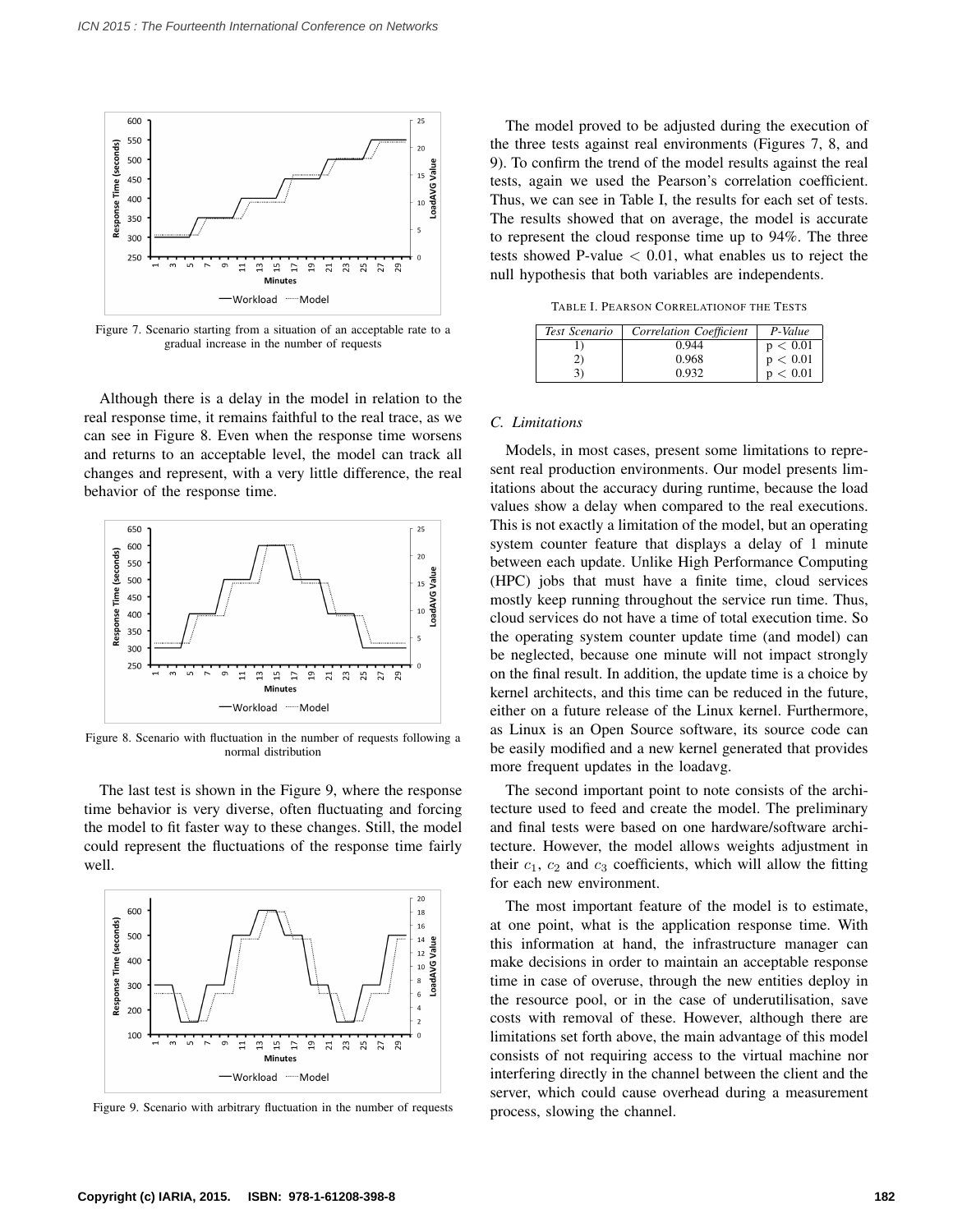Figure 7. Scenario starting from a situation of an acceptable rate to a gradual increase in the number of requests

Although there is a delay in the model in relation to the real response time, it remains faithful to the real trace, as we can see in Figure 8. Even when the response time worsens and returns to an acceptable level, the model can track all changes and represent, with a very little difference, the real behavior of the response time.

Figure 8. Scenario with fluctuation in the number of requests following a normal distribution

The last test is shown in the Figure 9, where the response time behavior is very diverse, often fluctuating and forcing the model to fit faster way to these changes. Still, the model could represent the fluctuations of the response time fairly well.

Figure 9. Scenario with arbitrary fluctuation in the number of requests

The model proved to be adjusted during the execution of the three tests against real environments (Figures 7, 8, and 9). To confirm the trend of the model results against the real tests, again we used the Pearson's correlation coefficient. Thus, we can see in Table I, the results for each set of tests. The results showed that on average, the model is accurate to represent the cloud response time up to 94%. The three tests showed P-value $< 0.01$, what enables us to reject the null hypothesis that both variables are independents.

TABLE I. PEARSON CORRELATIONOF THE TESTS

| *Test Scenario* | *Correlation Coefficient* | *P-Value* |
|---|---|---|
| 1) | 0.944 | $p < 0.01$ |
| 2) | 0.968 | $p < 0.01$ |
| 3) | 0.932 | $p < 0.01$ |

### C. Limitations

Models, in most cases, present some limitations to represent real production environments. Our model presents limitations about the accuracy during runtime, because the load values show a delay when compared to the real executions. This is not exactly a limitation of the model, but an operating system counter feature that displays a delay of 1 minute between each update. Unlike High Performance Computing (HPC) jobs that must have a finite time, cloud services mostly keep running throughout the service run time. Thus, cloud services do not have a time of total execution time. So the operating system counter update time (and model) can be neglected, because one minute will not impact strongly on the final result. In addition, the update time is a choice by kernel architects, and this time can be reduced in the future, either on a future release of the Linux kernel. Furthermore, as Linux is an Open Source software, its source code can be easily modified and a new kernel generated that provides more frequent updates in the loadavg.

The second important point to note consists of the architecture used to feed and create the model. The preliminary and final tests were based on one hardware/software architecture. However, the model allows weights adjustment in their $c_1$, $c_2$ and $c_3$ coefficients, which will allow the fitting for each new environment.

The most important feature of the model is to estimate, at one point, what is the application response time. With this information at hand, the infrastructure manager can make decisions in order to maintain an acceptable response time in case of overuse, through the new entities deploy in the resource pool, or in the case of underutilisation, save costs with removal of these. However, although there are limitations set forth above, the main advantage of this model consists of not requiring access to the virtual machine nor interfering directly in the channel between the client and the server, which could cause overhead during a measurement process, slowing the channel.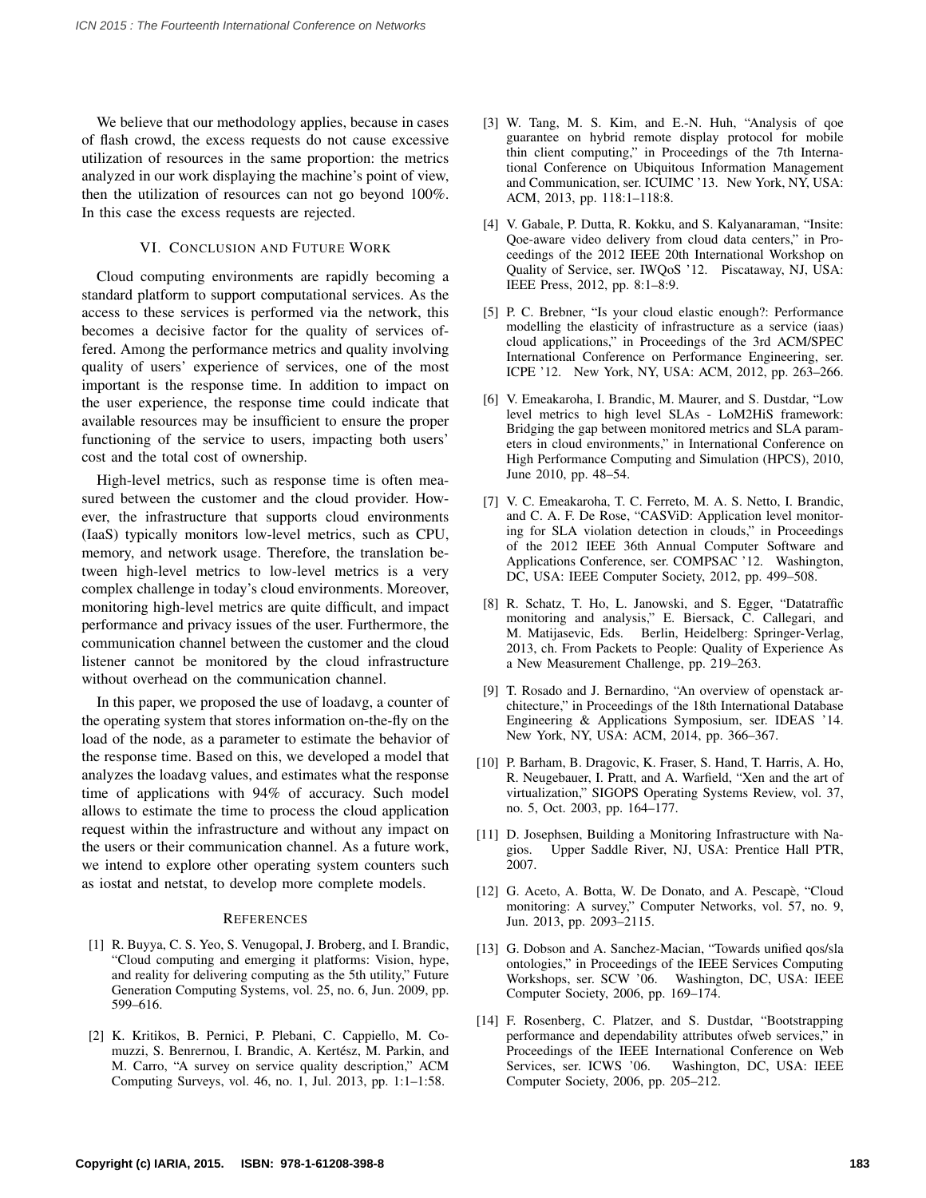We believe that our methodology applies, because in cases of flash crowd, the excess requests do not cause excessive utilization of resources in the same proportion: the metrics analyzed in our work displaying the machine's point of view, then the utilization of resources can not go beyond 100%. In this case the excess requests are rejected.

## VI. Conclusion and Future Work

Cloud computing environments are rapidly becoming a standard platform to support computational services. As the access to these services is performed via the network, this becomes a decisive factor for the quality of services offered. Among the performance metrics and quality involving quality of users' experience of services, one of the most important is the response time. In addition to impact on the user experience, the response time could indicate that available resources may be insufficient to ensure the proper functioning of the service to users, impacting both users' cost and the total cost of ownership.

High-level metrics, such as response time is often measured between the customer and the cloud provider. However, the infrastructure that supports cloud environments (IaaS) typically monitors low-level metrics, such as CPU, memory, and network usage. Therefore, the translation between high-level metrics to low-level metrics is a very complex challenge in today's cloud environments. Moreover, monitoring high-level metrics are quite difficult, and impact performance and privacy issues of the user. Furthermore, the communication channel between the customer and the cloud listener cannot be monitored by the cloud infrastructure without overhead on the communication channel.

In this paper, we proposed the use of loadavg, a counter of the operating system that stores information on-the-fly on the load of the node, as a parameter to estimate the behavior of the response time. Based on this, we developed a model that analyzes the loadavg values, and estimates what the response time of applications with 94% of accuracy. Such model allows to estimate the time to process the cloud application request within the infrastructure and without any impact on the users or their communication channel. As a future work, we intend to explore other operating system counters such as iostat and netstat, to develop more complete models.

## References

[1] R. Buyya, C. S. Yeo, S. Venugopal, J. Broberg, and I. Brandic, "Cloud computing and emerging it platforms: Vision, hype, and reality for delivering computing as the 5th utility," Future Generation Computing Systems, vol. 25, no. 6, Jun. 2009, pp. 599–616.

[2] K. Kritikos, B. Pernici, P. Plebani, C. Cappiello, M. Comuzzi, S. Benrernou, I. Brandic, A. Kertész, M. Parkin, and M. Carro, "A survey on service quality description," ACM Computing Surveys, vol. 46, no. 1, Jul. 2013, pp. 1:1–1:58.

[3] W. Tang, M. S. Kim, and E.-N. Huh, "Analysis of qoe guarantee on hybrid remote display protocol for mobile thin client computing," in Proceedings of the 7th International Conference on Ubiquitous Information Management and Communication, ser. ICUIMC '13. New York, NY, USA: ACM, 2013, pp. 118:1–118:8.

[4] V. Gabale, P. Dutta, R. Kokku, and S. Kalyanaraman, "Insite: Qoe-aware video delivery from cloud data centers," in Proceedings of the 2012 IEEE 20th International Workshop on Quality of Service, ser. IWQoS '12. Piscataway, NJ, USA: IEEE Press, 2012, pp. 8:1–8:9.

[5] P. C. Brebner, "Is your cloud elastic enough?: Performance modelling the elasticity of infrastructure as a service (iaas) cloud applications," in Proceedings of the 3rd ACM/SPEC International Conference on Performance Engineering, ser. ICPE '12. New York, NY, USA: ACM, 2012, pp. 263–266.

[6] V. Emeakaroha, I. Brandic, M. Maurer, and S. Dustdar, "Low level metrics to high level SLAs - LoM2HiS framework: Bridging the gap between monitored metrics and SLA parameters in cloud environments," in International Conference on High Performance Computing and Simulation (HPCS), 2010, June 2010, pp. 48–54.

[7] V. C. Emeakaroha, T. C. Ferreto, M. A. S. Netto, I. Brandic, and C. A. F. De Rose, "CASViD: Application level monitoring for SLA violation detection in clouds," in Proceedings of the 2012 IEEE 36th Annual Computer Software and Applications Conference, ser. COMPSAC '12. Washington, DC, USA: IEEE Computer Society, 2012, pp. 499–508.

[8] R. Schatz, T. Ho, L. Janowski, and S. Egger, "Datatraffic monitoring and analysis," E. Biersack, C. Callegari, and M. Matijasevic, Eds. Berlin, Heidelberg: Springer-Verlag, 2013, ch. From Packets to People: Quality of Experience As a New Measurement Challenge, pp. 219–263.

[9] T. Rosado and J. Bernardino, "An overview of openstack architecture," in Proceedings of the 18th International Database Engineering & Applications Symposium, ser. IDEAS '14. New York, NY, USA: ACM, 2014, pp. 366–367.

[10] P. Barham, B. Dragovic, K. Fraser, S. Hand, T. Harris, A. Ho, R. Neugebauer, I. Pratt, and A. Warfield, "Xen and the art of virtualization," SIGOPS Operating Systems Review, vol. 37, no. 5, Oct. 2003, pp. 164–177.

[11] D. Josephsen, Building a Monitoring Infrastructure with Nagios. Upper Saddle River, NJ, USA: Prentice Hall PTR, 2007.

[12] G. Aceto, A. Botta, W. De Donato, and A. Pescapè, "Cloud monitoring: A survey," Computer Networks, vol. 57, no. 9, Jun. 2013, pp. 2093–2115.

[13] G. Dobson and A. Sanchez-Macian, "Towards unified qos/sla ontologies," in Proceedings of the IEEE Services Computing Workshops, ser. SCW '06. Washington, DC, USA: IEEE Computer Society, 2006, pp. 169–174.

[14] F. Rosenberg, C. Platzer, and S. Dustdar, "Bootstrapping performance and dependability attributes ofweb services," in Proceedings of the IEEE International Conference on Web Services, ser. ICWS '06. Washington, DC, USA: IEEE Computer Society, 2006, pp. 205–212.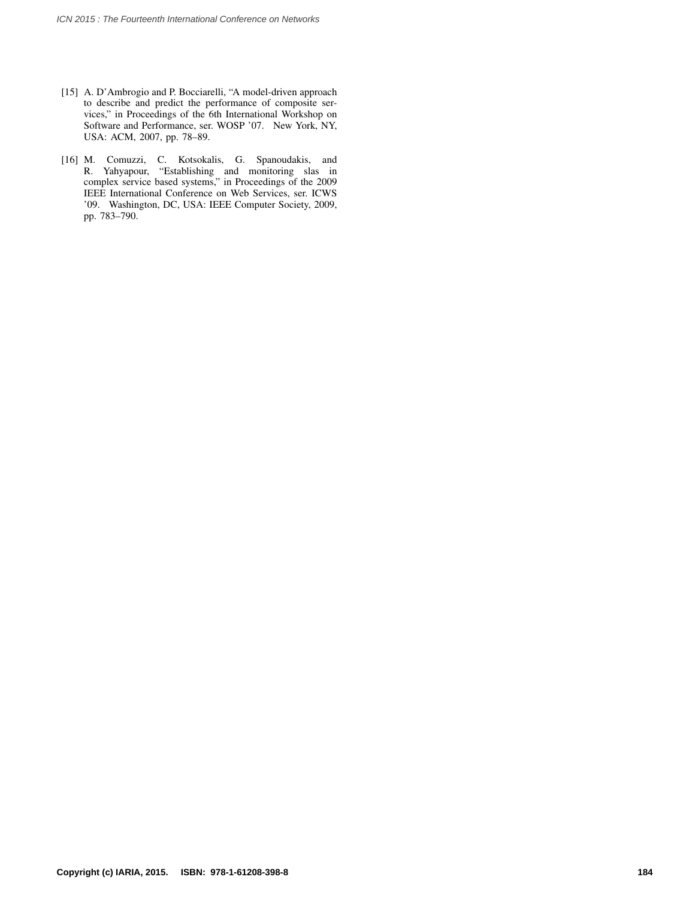[15] A. D'Ambrogio and P. Bocciarelli, "A model-driven approach to describe and predict the performance of composite services," in Proceedings of the 6th International Workshop on Software and Performance, ser. WOSP '07. New York, NY, USA: ACM, 2007, pp. 78–89.

[16] M. Comuzzi, C. Kotsokalis, G. Spanoudakis, and R. Yahyapour, "Establishing and monitoring slas in complex service based systems," in Proceedings of the 2009 IEEE International Conference on Web Services, ser. ICWS '09. Washington, DC, USA: IEEE Computer Society, 2009, pp. 783–790.